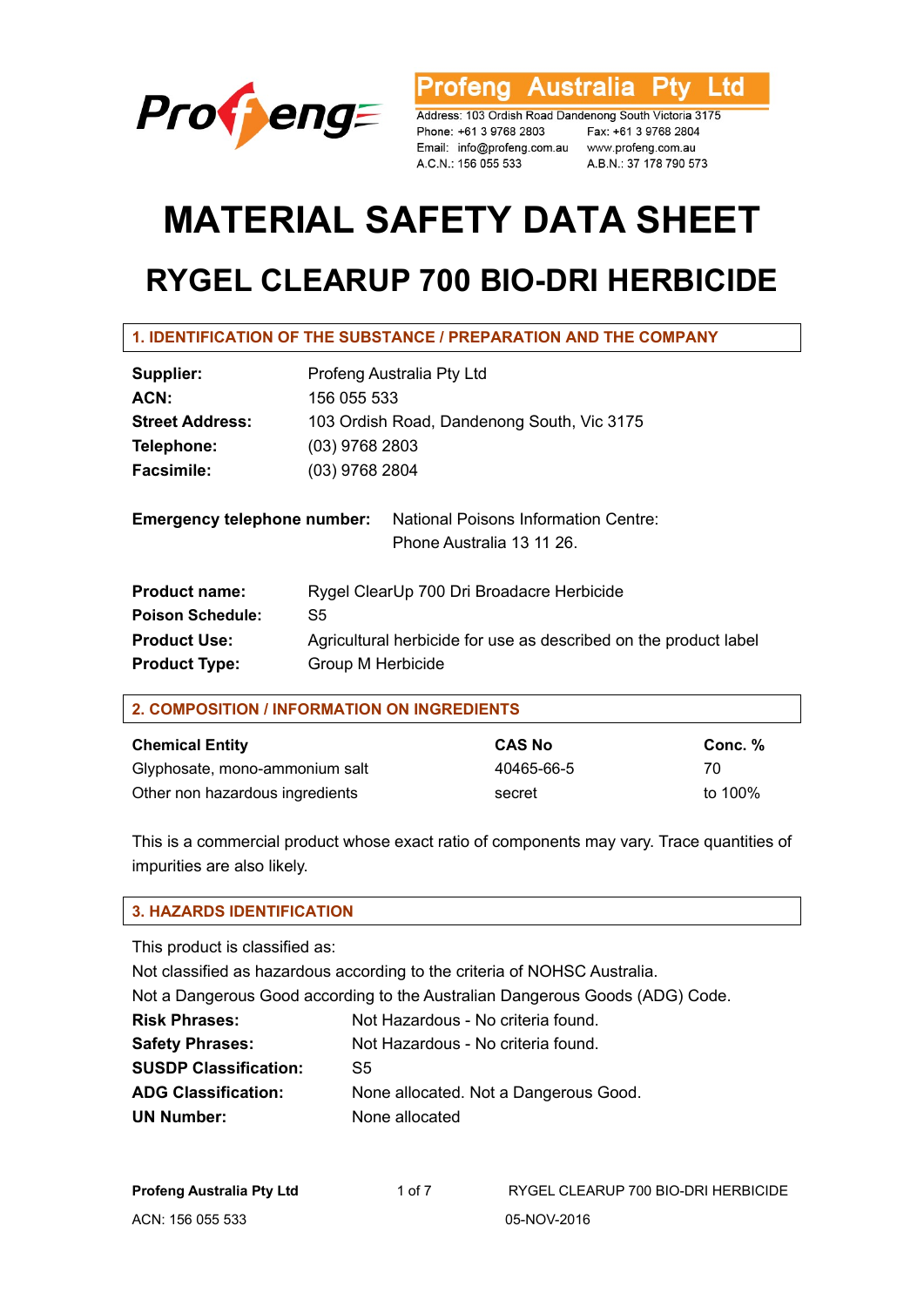Profeng

**Profeng Australia Pty Ltd**

Address: 103 Ordish Road Dandenong South Victoria 3175
Phone: +61 3 9768 2803 Fax: +61 3 9768 2804
Email: info@profeng.com.au www.profeng.com.au
A.C.N.: 156 055 533 A.B.N.: 37 178 790 573

# MATERIAL SAFETY DATA SHEET

# RYGEL CLEARUP 700 BIO-DRI HERBICIDE

## 1. IDENTIFICATION OF THE SUBSTANCE / PREPARATION AND THE COMPANY

**Supplier:** Profeng Australia Pty Ltd
**ACN:** 156 055 533
**Street Address:** 103 Ordish Road, Dandenong South, Vic 3175
**Telephone:** (03) 9768 2803
**Facsimile:** (03) 9768 2804

**Emergency telephone number:** National Poisons Information Centre:
Phone Australia 13 11 26.

**Product name:** Rygel ClearUp 700 Dri Broadacre Herbicide
**Poison Schedule:** S5
**Product Use:** Agricultural herbicide for use as described on the product label
**Product Type:** Group M Herbicide

## 2. COMPOSITION / INFORMATION ON INGREDIENTS

| Chemical Entity | CAS No | Conc. % |
|---|---|---|
| Glyphosate, mono-ammonium salt | 40465-66-5 | 70 |
| Other non hazardous ingredients | secret | to 100% |

This is a commercial product whose exact ratio of components may vary. Trace quantities of impurities are also likely.

## 3. HAZARDS IDENTIFICATION

This product is classified as:
Not classified as hazardous according to the criteria of NOHSC Australia.
Not a Dangerous Good according to the Australian Dangerous Goods (ADG) Code.

**Risk Phrases:** Not Hazardous - No criteria found.
**Safety Phrases:** Not Hazardous - No criteria found.
**SUSDP Classification:** S5
**ADG Classification:** None allocated. Not a Dangerous Good.
**UN Number:** None allocated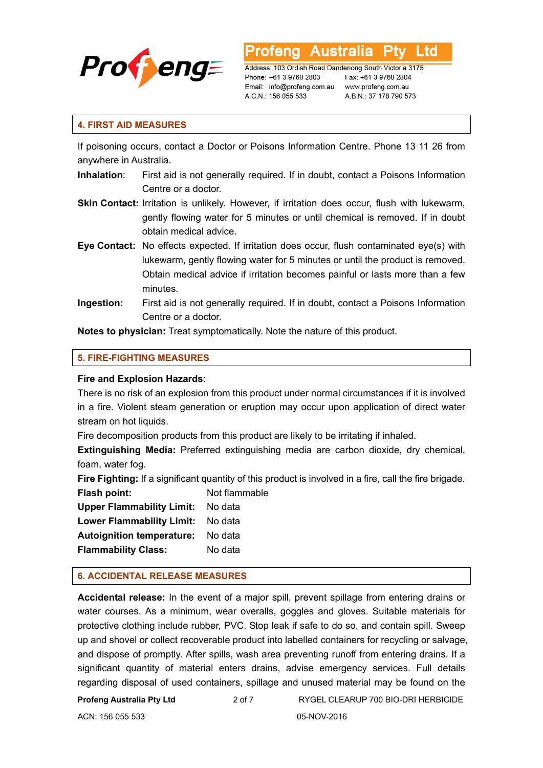## 4. FIRST AID MEASURES

If poisoning occurs, contact a Doctor or Poisons Information Centre. Phone 13 11 26 from anywhere in Australia.

**Inhalation**: First aid is not generally required. If in doubt, contact a Poisons Information Centre or a doctor.

**Skin Contact:** Irritation is unlikely. However, if irritation does occur, flush with lukewarm, gently flowing water for 5 minutes or until chemical is removed. If in doubt obtain medical advice.

**Eye Contact:** No effects expected. If irritation does occur, flush contaminated eye(s) with lukewarm, gently flowing water for 5 minutes or until the product is removed. Obtain medical advice if irritation becomes painful or lasts more than a few minutes.

**Ingestion:** First aid is not generally required. If in doubt, contact a Poisons Information Centre or a doctor.

**Notes to physician:** Treat symptomatically. Note the nature of this product.

## 5. FIRE-FIGHTING MEASURES

**Fire and Explosion Hazards**:

There is no risk of an explosion from this product under normal circumstances if it is involved in a fire. Violent steam generation or eruption may occur upon application of direct water stream on hot liquids.

Fire decomposition products from this product are likely to be irritating if inhaled.

**Extinguishing Media:** Preferred extinguishing media are carbon dioxide, dry chemical, foam, water fog.

**Fire Fighting:** If a significant quantity of this product is involved in a fire, call the fire brigade.

| | |
|---|---|
| **Flash point:** | Not flammable |
| **Upper Flammability Limit:** | No data |
| **Lower Flammability Limit:** | No data |
| **Autoignition temperature:** | No data |
| **Flammability Class:** | No data |

## 6. ACCIDENTAL RELEASE MEASURES

**Accidental release:** In the event of a major spill, prevent spillage from entering drains or water courses. As a minimum, wear overalls, goggles and gloves. Suitable materials for protective clothing include rubber, PVC. Stop leak if safe to do so, and contain spill. Sweep up and shovel or collect recoverable product into labelled containers for recycling or salvage, and dispose of promptly. After spills, wash area preventing runoff from entering drains. If a significant quantity of material enters drains, advise emergency services. Full details regarding disposal of used containers, spillage and unused material may be found on the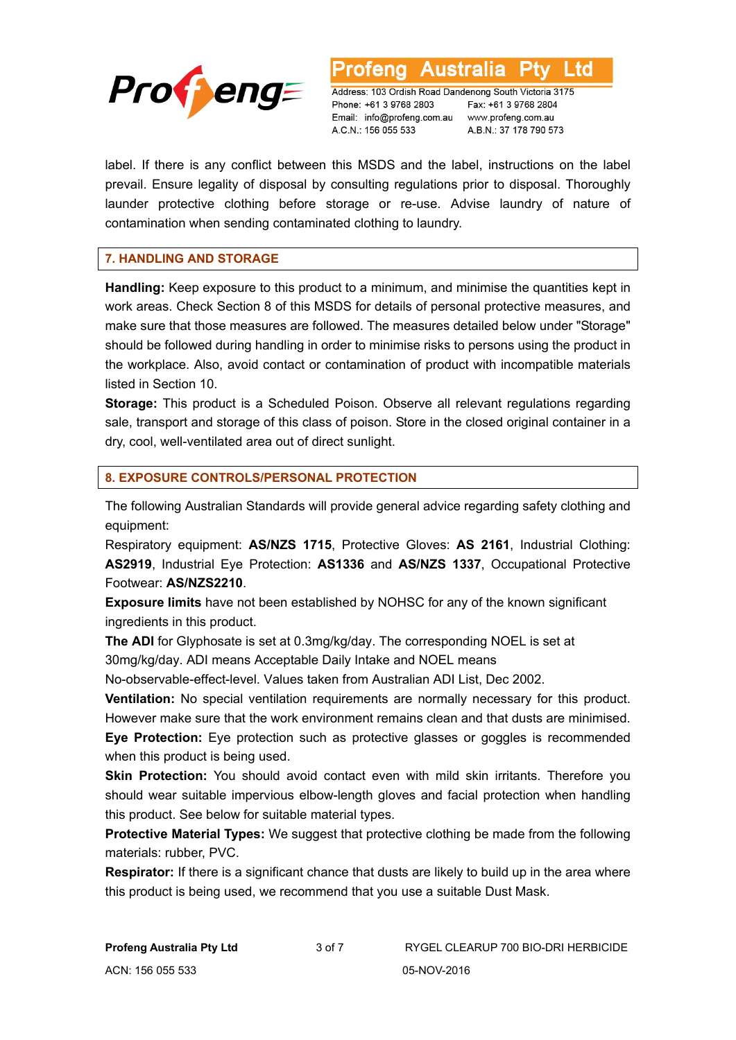label. If there is any conflict between this MSDS and the label, instructions on the label prevail. Ensure legality of disposal by consulting regulations prior to disposal. Thoroughly launder protective clothing before storage or re-use. Advise laundry of nature of contamination when sending contaminated clothing to laundry.

## 7. HANDLING AND STORAGE

**Handling:** Keep exposure to this product to a minimum, and minimise the quantities kept in work areas. Check Section 8 of this MSDS for details of personal protective measures, and make sure that those measures are followed. The measures detailed below under "Storage" should be followed during handling in order to minimise risks to persons using the product in the workplace. Also, avoid contact or contamination of product with incompatible materials listed in Section 10.

**Storage:** This product is a Scheduled Poison. Observe all relevant regulations regarding sale, transport and storage of this class of poison. Store in the closed original container in a dry, cool, well-ventilated area out of direct sunlight.

## 8. EXPOSURE CONTROLS/PERSONAL PROTECTION

The following Australian Standards will provide general advice regarding safety clothing and equipment:

Respiratory equipment: **AS/NZS 1715**, Protective Gloves: **AS 2161**, Industrial Clothing: **AS2919**, Industrial Eye Protection: **AS1336** and **AS/NZS 1337**, Occupational Protective Footwear: **AS/NZS2210**.

**Exposure limits** have not been established by NOHSC for any of the known significant ingredients in this product.

**The ADI** for Glyphosate is set at 0.3mg/kg/day. The corresponding NOEL is set at 30mg/kg/day. ADI means Acceptable Daily Intake and NOEL means No-observable-effect-level. Values taken from Australian ADI List, Dec 2002.

**Ventilation:** No special ventilation requirements are normally necessary for this product. However make sure that the work environment remains clean and that dusts are minimised.

**Eye Protection:** Eye protection such as protective glasses or goggles is recommended when this product is being used.

**Skin Protection:** You should avoid contact even with mild skin irritants. Therefore you should wear suitable impervious elbow-length gloves and facial protection when handling this product. See below for suitable material types.

**Protective Material Types:** We suggest that protective clothing be made from the following materials: rubber, PVC.

**Respirator:** If there is a significant chance that dusts are likely to build up in the area where this product is being used, we recommend that you use a suitable Dust Mask.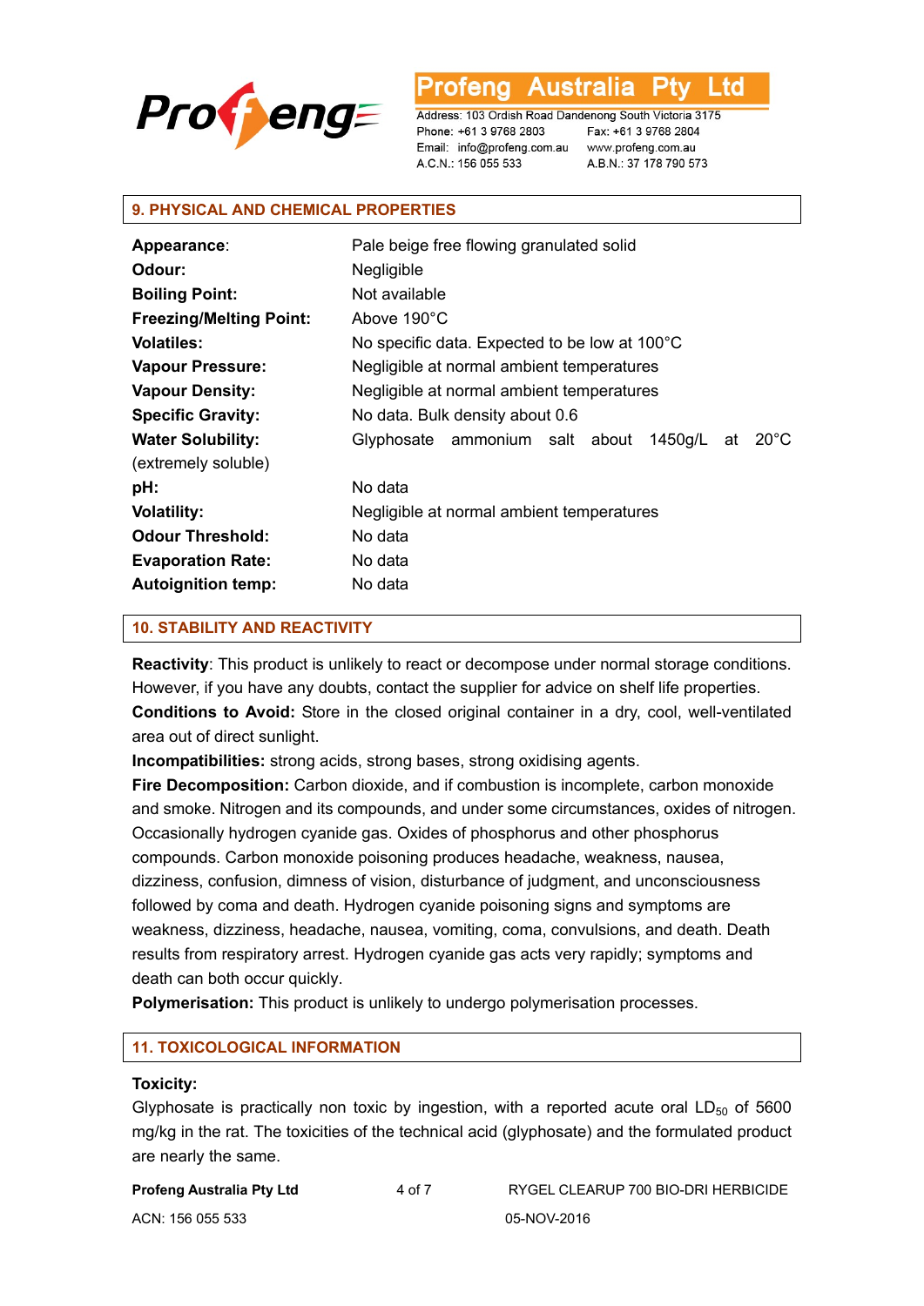## 9. PHYSICAL AND CHEMICAL PROPERTIES

| | |
|---|---|
| **Appearance**: | Pale beige free flowing granulated solid |
| **Odour:** | Negligible |
| **Boiling Point:** | Not available |
| **Freezing/Melting Point:** | Above 190°C |
| **Volatiles:** | No specific data. Expected to be low at 100°C |
| **Vapour Pressure:** | Negligible at normal ambient temperatures |
| **Vapour Density:** | Negligible at normal ambient temperatures |
| **Specific Gravity:** | No data. Bulk density about 0.6 |
| **Water Solubility:** (extremely soluble) | Glyphosate ammonium salt about 1450g/L at 20°C |
| **pH:** | No data |
| **Volatility:** | Negligible at normal ambient temperatures |
| **Odour Threshold:** | No data |
| **Evaporation Rate:** | No data |
| **Autoignition temp:** | No data |

## 10. STABILITY AND REACTIVITY

**Reactivity**: This product is unlikely to react or decompose under normal storage conditions. However, if you have any doubts, contact the supplier for advice on shelf life properties.

**Conditions to Avoid:** Store in the closed original container in a dry, cool, well-ventilated area out of direct sunlight.

**Incompatibilities:** strong acids, strong bases, strong oxidising agents.

**Fire Decomposition:** Carbon dioxide, and if combustion is incomplete, carbon monoxide and smoke. Nitrogen and its compounds, and under some circumstances, oxides of nitrogen. Occasionally hydrogen cyanide gas. Oxides of phosphorus and other phosphorus compounds. Carbon monoxide poisoning produces headache, weakness, nausea, dizziness, confusion, dimness of vision, disturbance of judgment, and unconsciousness followed by coma and death. Hydrogen cyanide poisoning signs and symptoms are weakness, dizziness, headache, nausea, vomiting, coma, convulsions, and death. Death results from respiratory arrest. Hydrogen cyanide gas acts very rapidly; symptoms and death can both occur quickly.

**Polymerisation:** This product is unlikely to undergo polymerisation processes.

## 11. TOXICOLOGICAL INFORMATION

**Toxicity:**

Glyphosate is practically non toxic by ingestion, with a reported acute oral $LD_{50}$ of 5600 mg/kg in the rat. The toxicities of the technical acid (glyphosate) and the formulated product are nearly the same.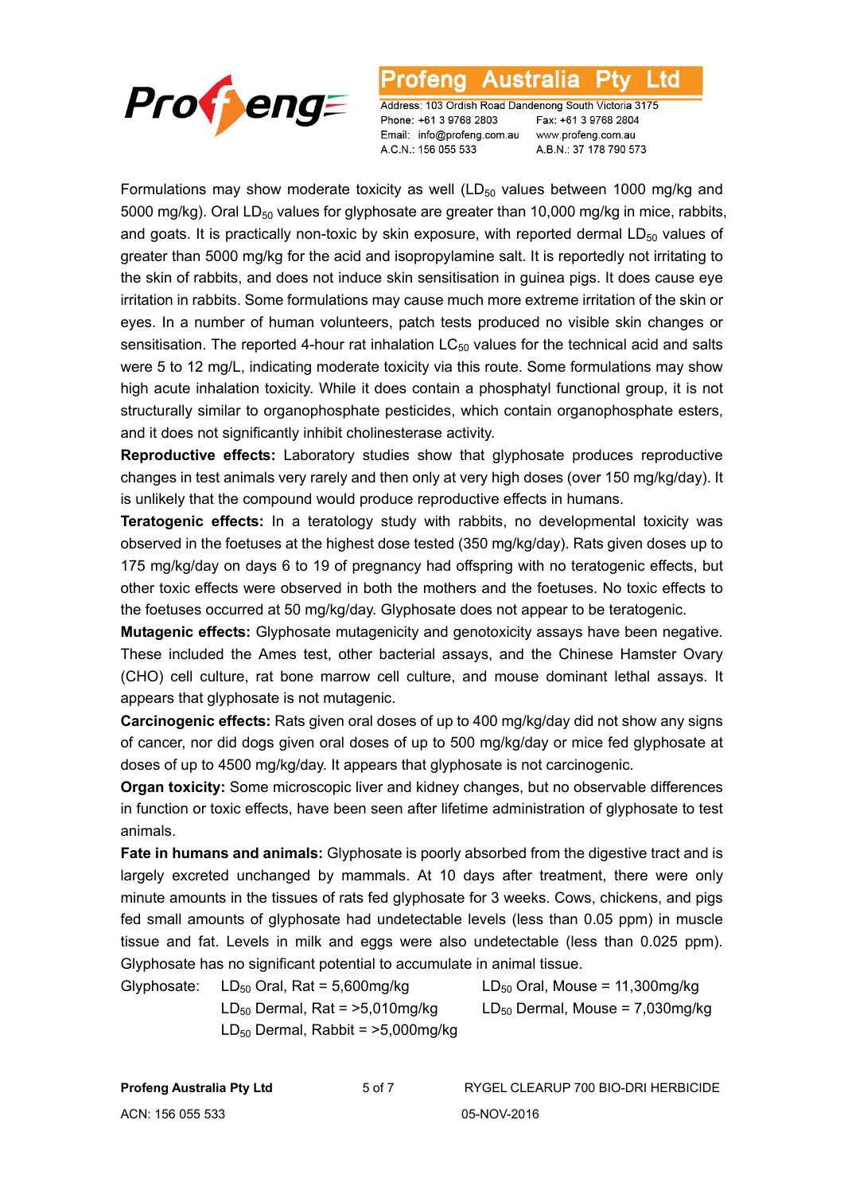Formulations may show moderate toxicity as well ($LD_{50}$ values between 1000 mg/kg and 5000 mg/kg). Oral $LD_{50}$ values for glyphosate are greater than 10,000 mg/kg in mice, rabbits, and goats. It is practically non-toxic by skin exposure, with reported dermal $LD_{50}$ values of greater than 5000 mg/kg for the acid and isopropylamine salt. It is reportedly not irritating to the skin of rabbits, and does not induce skin sensitisation in guinea pigs. It does cause eye irritation in rabbits. Some formulations may cause much more extreme irritation of the skin or eyes. In a number of human volunteers, patch tests produced no visible skin changes or sensitisation. The reported 4-hour rat inhalation $LC_{50}$ values for the technical acid and salts were 5 to 12 mg/L, indicating moderate toxicity via this route. Some formulations may show high acute inhalation toxicity. While it does contain a phosphatyl functional group, it is not structurally similar to organophosphate pesticides, which contain organophosphate esters, and it does not significantly inhibit cholinesterase activity.

**Reproductive effects:** Laboratory studies show that glyphosate produces reproductive changes in test animals very rarely and then only at very high doses (over 150 mg/kg/day). It is unlikely that the compound would produce reproductive effects in humans.

**Teratogenic effects:** In a teratology study with rabbits, no developmental toxicity was observed in the foetuses at the highest dose tested (350 mg/kg/day). Rats given doses up to 175 mg/kg/day on days 6 to 19 of pregnancy had offspring with no teratogenic effects, but other toxic effects were observed in both the mothers and the foetuses. No toxic effects to the foetuses occurred at 50 mg/kg/day. Glyphosate does not appear to be teratogenic.

**Mutagenic effects:** Glyphosate mutagenicity and genotoxicity assays have been negative. These included the Ames test, other bacterial assays, and the Chinese Hamster Ovary (CHO) cell culture, rat bone marrow cell culture, and mouse dominant lethal assays. It appears that glyphosate is not mutagenic.

**Carcinogenic effects:** Rats given oral doses of up to 400 mg/kg/day did not show any signs of cancer, nor did dogs given oral doses of up to 500 mg/kg/day or mice fed glyphosate at doses of up to 4500 mg/kg/day. It appears that glyphosate is not carcinogenic.

**Organ toxicity:** Some microscopic liver and kidney changes, but no observable differences in function or toxic effects, have been seen after lifetime administration of glyphosate to test animals.

**Fate in humans and animals:** Glyphosate is poorly absorbed from the digestive tract and is largely excreted unchanged by mammals. At 10 days after treatment, there were only minute amounts in the tissues of rats fed glyphosate for 3 weeks. Cows, chickens, and pigs fed small amounts of glyphosate had undetectable levels (less than 0.05 ppm) in muscle tissue and fat. Levels in milk and eggs were also undetectable (less than 0.025 ppm). Glyphosate has no significant potential to accumulate in animal tissue.

Glyphosate:
- $LD_{50}$ Oral, Rat = 5,600mg/kg
- $LD_{50}$ Oral, Mouse = 11,300mg/kg
- $LD_{50}$ Dermal, Rat = >5,010mg/kg
- $LD_{50}$ Dermal, Mouse = 7,030mg/kg
- $LD_{50}$ Dermal, Rabbit = >5,000mg/kg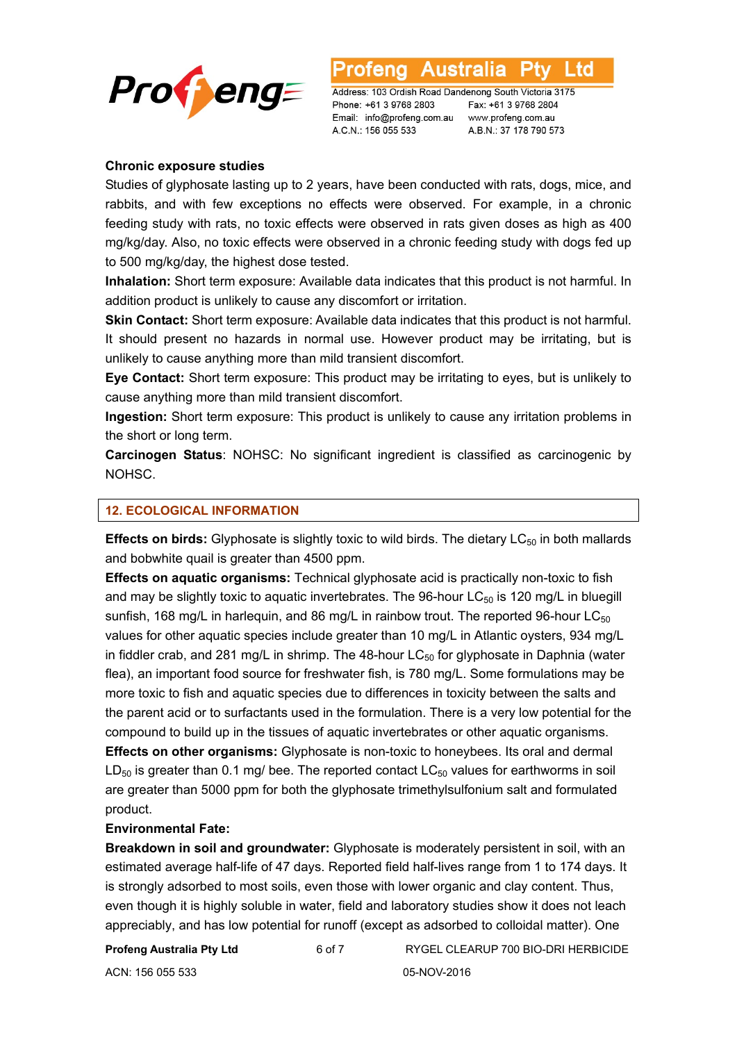**Chronic exposure studies**

Studies of glyphosate lasting up to 2 years, have been conducted with rats, dogs, mice, and rabbits, and with few exceptions no effects were observed. For example, in a chronic feeding study with rats, no toxic effects were observed in rats given doses as high as 400 mg/kg/day. Also, no toxic effects were observed in a chronic feeding study with dogs fed up to 500 mg/kg/day, the highest dose tested.

**Inhalation:** Short term exposure: Available data indicates that this product is not harmful. In addition product is unlikely to cause any discomfort or irritation.

**Skin Contact:** Short term exposure: Available data indicates that this product is not harmful. It should present no hazards in normal use. However product may be irritating, but is unlikely to cause anything more than mild transient discomfort.

**Eye Contact:** Short term exposure: This product may be irritating to eyes, but is unlikely to cause anything more than mild transient discomfort.

**Ingestion:** Short term exposure: This product is unlikely to cause any irritation problems in the short or long term.

**Carcinogen Status**: NOHSC: No significant ingredient is classified as carcinogenic by NOHSC.

## 12. ECOLOGICAL INFORMATION

**Effects on birds:** Glyphosate is slightly toxic to wild birds. The dietary $LC_{50}$ in both mallards and bobwhite quail is greater than 4500 ppm.

**Effects on aquatic organisms:** Technical glyphosate acid is practically non-toxic to fish and may be slightly toxic to aquatic invertebrates. The 96-hour $LC_{50}$ is 120 mg/L in bluegill sunfish, 168 mg/L in harlequin, and 86 mg/L in rainbow trout. The reported 96-hour $LC_{50}$ values for other aquatic species include greater than 10 mg/L in Atlantic oysters, 934 mg/L in fiddler crab, and 281 mg/L in shrimp. The 48-hour $LC_{50}$ for glyphosate in Daphnia (water flea), an important food source for freshwater fish, is 780 mg/L. Some formulations may be more toxic to fish and aquatic species due to differences in toxicity between the salts and the parent acid or to surfactants used in the formulation. There is a very low potential for the compound to build up in the tissues of aquatic invertebrates or other aquatic organisms.

**Effects on other organisms:** Glyphosate is non-toxic to honeybees. Its oral and dermal $LD_{50}$ is greater than 0.1 mg/ bee. The reported contact $LC_{50}$ values for earthworms in soil are greater than 5000 ppm for both the glyphosate trimethylsulfonium salt and formulated product.

**Environmental Fate:**

**Breakdown in soil and groundwater:** Glyphosate is moderately persistent in soil, with an estimated average half-life of 47 days. Reported field half-lives range from 1 to 174 days. It is strongly adsorbed to most soils, even those with lower organic and clay content. Thus, even though it is highly soluble in water, field and laboratory studies show it does not leach appreciably, and has low potential for runoff (except as adsorbed to colloidal matter). One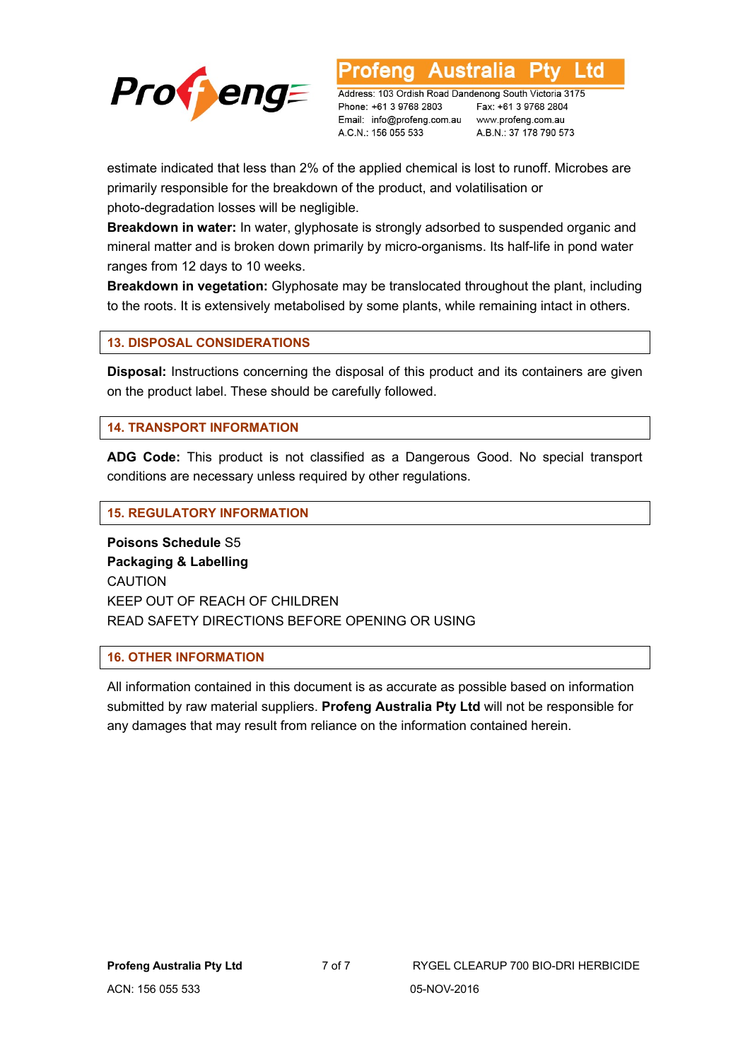estimate indicated that less than 2% of the applied chemical is lost to runoff. Microbes are primarily responsible for the breakdown of the product, and volatilisation or photo-degradation losses will be negligible.

**Breakdown in water:** In water, glyphosate is strongly adsorbed to suspended organic and mineral matter and is broken down primarily by micro-organisms. Its half-life in pond water ranges from 12 days to 10 weeks.

**Breakdown in vegetation:** Glyphosate may be translocated throughout the plant, including to the roots. It is extensively metabolised by some plants, while remaining intact in others.

## 13. DISPOSAL CONSIDERATIONS

**Disposal:** Instructions concerning the disposal of this product and its containers are given on the product label. These should be carefully followed.

## 14. TRANSPORT INFORMATION

**ADG Code:** This product is not classified as a Dangerous Good. No special transport conditions are necessary unless required by other regulations.

## 15. REGULATORY INFORMATION

**Poisons Schedule** S5

**Packaging & Labelling**

CAUTION

KEEP OUT OF REACH OF CHILDREN

READ SAFETY DIRECTIONS BEFORE OPENING OR USING

## 16. OTHER INFORMATION

All information contained in this document is as accurate as possible based on information submitted by raw material suppliers. **Profeng Australia Pty Ltd** will not be responsible for any damages that may result from reliance on the information contained herein.